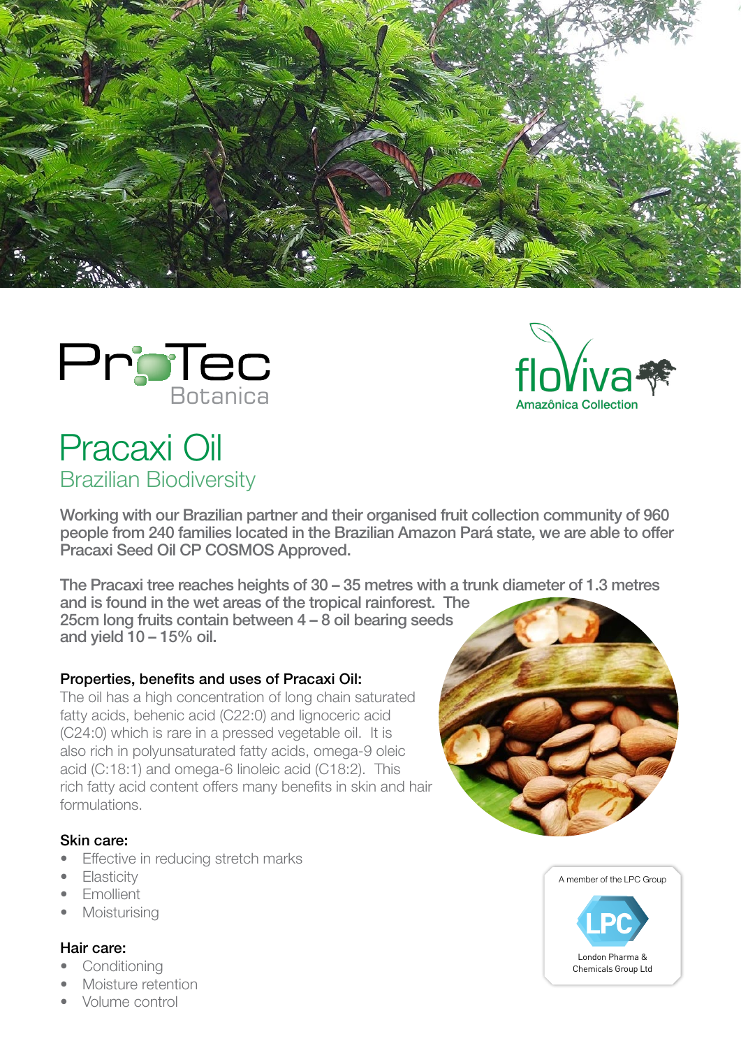ProTec Botanica

floViva Amazônica Collection

# Pracaxi Oil

## Brazilian Biodiversity

**Working with our Brazilian partner and their organised fruit collection community of 960 people from 240 families located in the Brazilian Amazon Pará state, we are able to offer Pracaxi Seed Oil CP COSMOS Approved.**

**The Pracaxi tree reaches heights of 30 – 35 metres with a trunk diameter of 1.3 metres and is found in the wet areas of the tropical rainforest. The 25cm long fruits contain between 4 – 8 oil bearing seeds and yield 10 – 15% oil.**

### Properties, benefits and uses of Pracaxi Oil:

The oil has a high concentration of long chain saturated fatty acids, behenic acid (C22:0) and lignoceric acid (C24:0) which is rare in a pressed vegetable oil. It is also rich in polyunsaturated fatty acids, omega-9 oleic acid (C:18:1) and omega-6 linoleic acid (C18:2). This rich fatty acid content offers many benefits in skin and hair formulations.

### Skin care:

- Effective in reducing stretch marks
- Elasticity
- Emollient
- Moisturising

### Hair care:

- Conditioning
- Moisture retention
- Volume control

A member of the LPC Group

LPC

London Pharma & Chemicals Group Ltd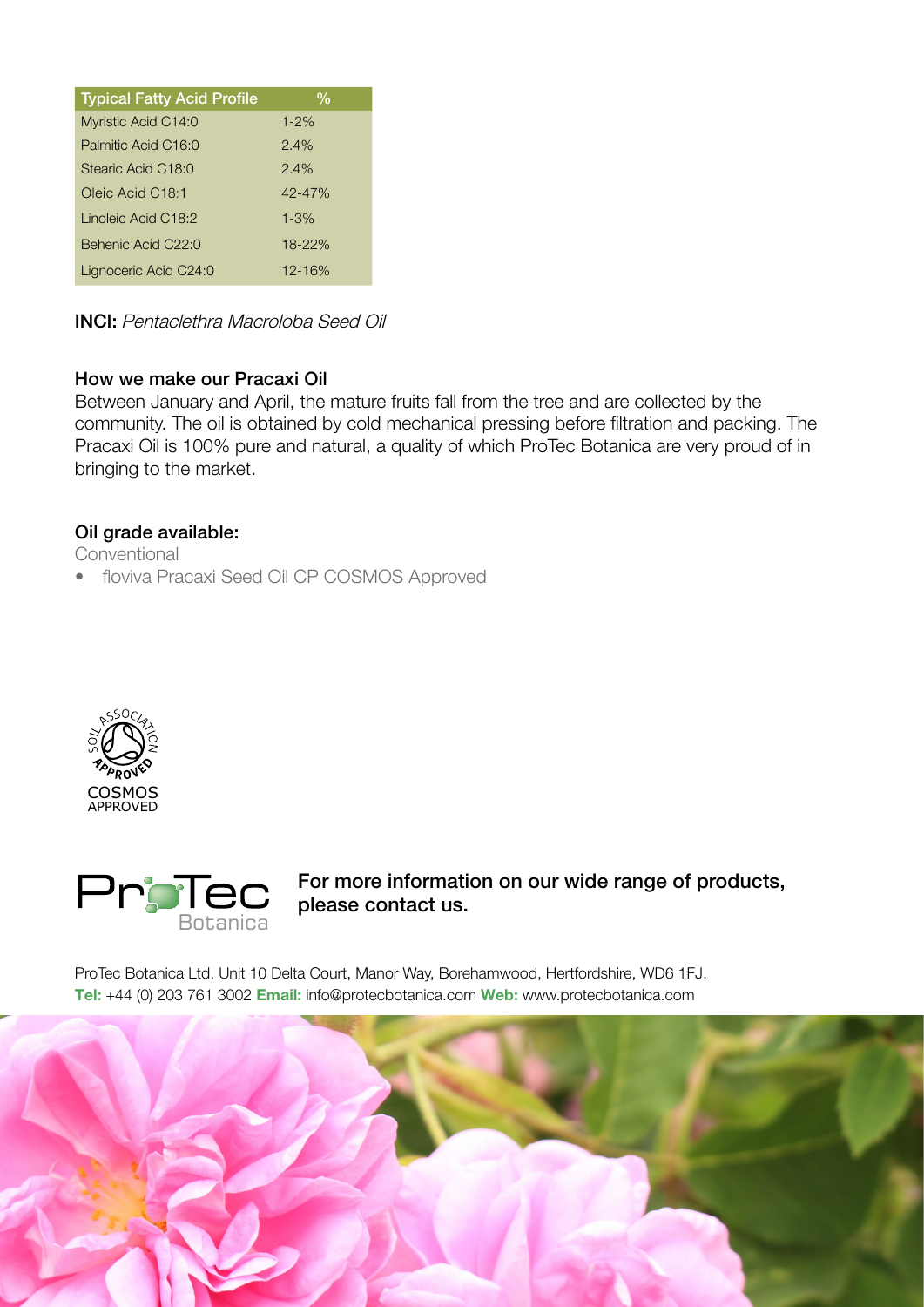| Typical Fatty Acid Profile | % |
|---|---|
| Myristic Acid C14:0 | 1-2% |
| Palmitic Acid C16:0 | 2.4% |
| Stearic Acid C18:0 | 2.4% |
| Oleic Acid C18:1 | 42-47% |
| Linoleic Acid C18:2 | 1-3% |
| Behenic Acid C22:0 | 18-22% |
| Lignoceric Acid C24:0 | 12-16% |

**INCI:** *Pentaclethra Macroloba Seed Oil*

### How we make our Pracaxi Oil

Between January and April, the mature fruits fall from the tree and are collected by the community. The oil is obtained by cold mechanical pressing before filtration and packing. The Pracaxi Oil is 100% pure and natural, a quality of which ProTec Botanica are very proud of in bringing to the market.

### Oil grade available:

Conventional

- floviva Pracaxi Seed Oil CP COSMOS Approved

SOIL ASSOCIATION APPROVED
COSMOS APPROVED

ProTec Botanica

**For more information on our wide range of products, please contact us.**

ProTec Botanica Ltd, Unit 10 Delta Court, Manor Way, Borehamwood, Hertfordshire, WD6 1FJ.
**Tel:** +44 (0) 203 761 3002 **Email:** info@protecbotanica.com **Web:** www.protecbotanica.com